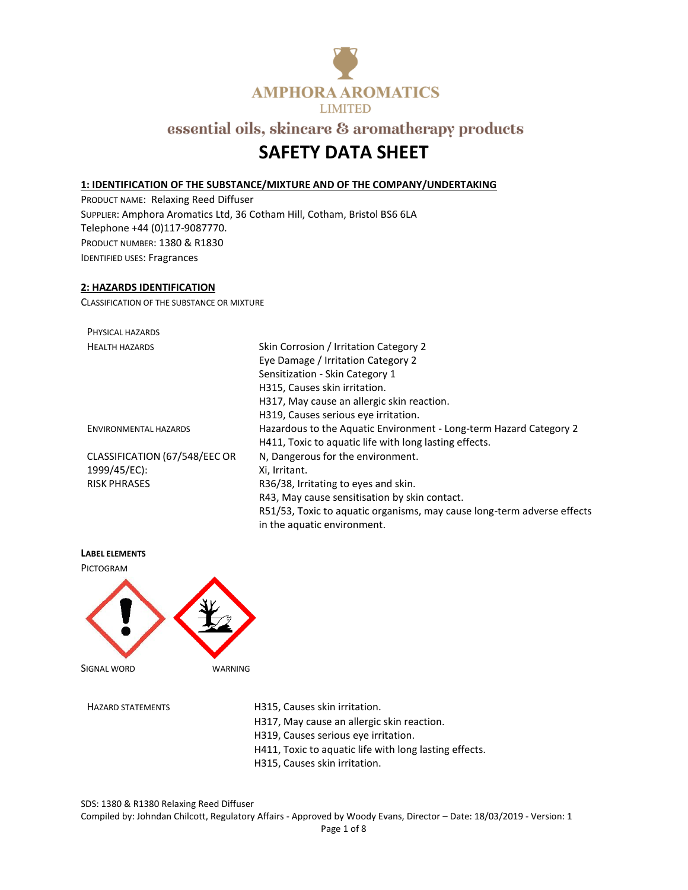AMPHORA AROMATICS LIMITED

essential oils, skincare & aromatherapy products

# SAFETY DATA SHEET

## 1: IDENTIFICATION OF THE SUBSTANCE/MIXTURE AND OF THE COMPANY/UNDERTAKING

PRODUCT NAME: Relaxing Reed Diffuser
SUPPLIER: Amphora Aromatics Ltd, 36 Cotham Hill, Cotham, Bristol BS6 6LA
Telephone +44 (0)117-9087770.
PRODUCT NUMBER: 1380 & R1830
IDENTIFIED USES: Fragrances

## 2: HAZARDS IDENTIFICATION

CLASSIFICATION OF THE SUBSTANCE OR MIXTURE

| | |
|---|---|
| PHYSICAL HAZARDS | |
| HEALTH HAZARDS | Skin Corrosion / Irritation Category 2<br>Eye Damage / Irritation Category 2<br>Sensitization - Skin Category 1<br>H315, Causes skin irritation.<br>H317, May cause an allergic skin reaction.<br>H319, Causes serious eye irritation. |
| ENVIRONMENTAL HAZARDS | Hazardous to the Aquatic Environment - Long-term Hazard Category 2<br>H411, Toxic to aquatic life with long lasting effects. |
| CLASSIFICATION (67/548/EEC OR 1999/45/EC): | N, Dangerous for the environment.<br>Xi, Irritant. |
| RISK PHRASES | R36/38, Irritating to eyes and skin.<br>R43, May cause sensitisation by skin contact.<br>R51/53, Toxic to aquatic organisms, may cause long-term adverse effects in the aquatic environment. |

**LABEL ELEMENTS**

PICTOGRAM

SIGNAL WORD WARNING

| | |
|---|---|
| HAZARD STATEMENTS | H315, Causes skin irritation.<br>H317, May cause an allergic skin reaction.<br>H319, Causes serious eye irritation.<br>H411, Toxic to aquatic life with long lasting effects.<br>H315, Causes skin irritation. |

SDS: 1380 & R1380 Relaxing Reed Diffuser
Compiled by: Johndan Chilcott, Regulatory Affairs - Approved by Woody Evans, Director – Date: 18/03/2019 - Version: 1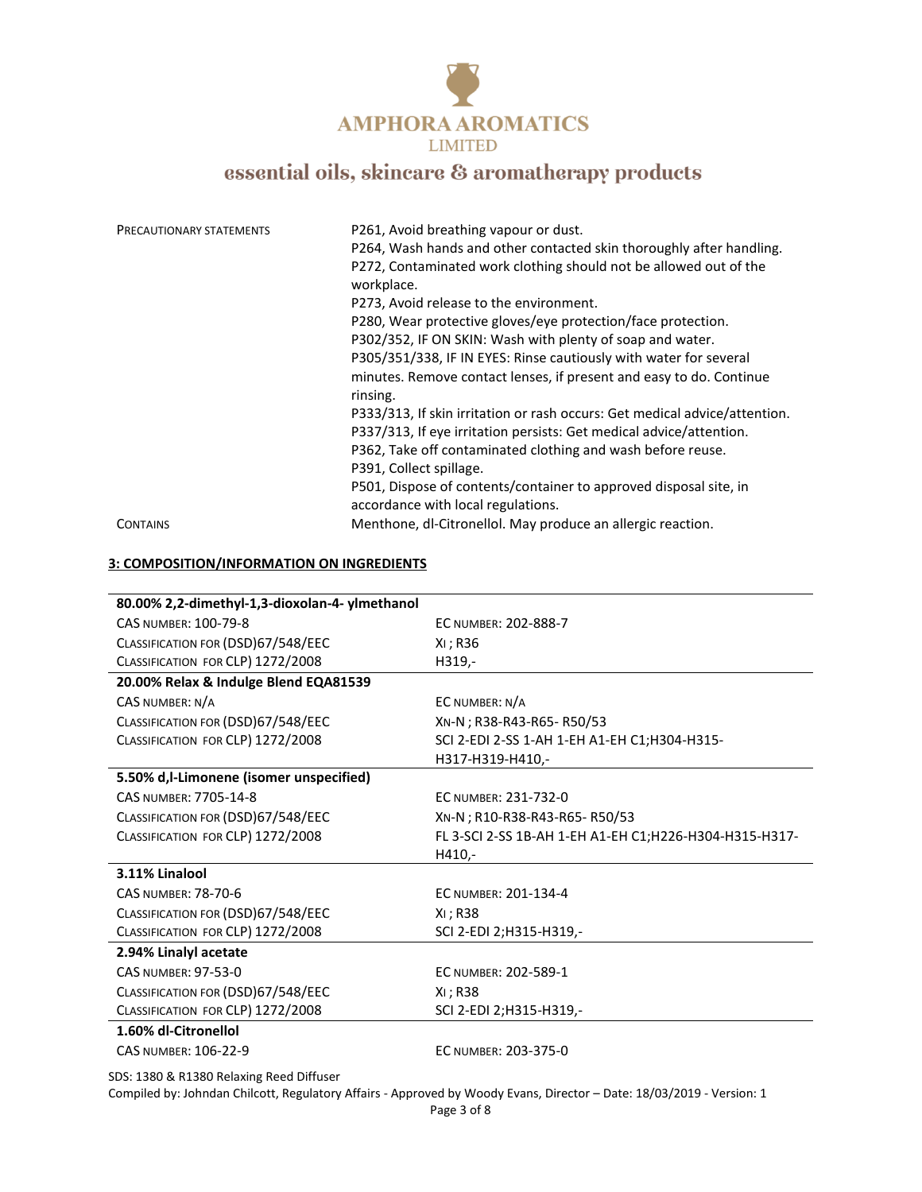| | |
|---|---|
| PRECAUTIONARY STATEMENTS | P261, Avoid breathing vapour or dust.<br>P264, Wash hands and other contacted skin thoroughly after handling.<br>P272, Contaminated work clothing should not be allowed out of the workplace.<br>P273, Avoid release to the environment.<br>P280, Wear protective gloves/eye protection/face protection.<br>P302/352, IF ON SKIN: Wash with plenty of soap and water.<br>P305/351/338, IF IN EYES: Rinse cautiously with water for several minutes. Remove contact lenses, if present and easy to do. Continue rinsing.<br>P333/313, If skin irritation or rash occurs: Get medical advice/attention.<br>P337/313, If eye irritation persists: Get medical advice/attention.<br>P362, Take off contaminated clothing and wash before reuse.<br>P391, Collect spillage.<br>P501, Dispose of contents/container to approved disposal site, in accordance with local regulations. |
| CONTAINS | Menthone, dl-Citronellol. May produce an allergic reaction. |

## 3: COMPOSITION/INFORMATION ON INGREDIENTS

| **80.00% 2,2-dimethyl-1,3-dioxolan-4- ylmethanol** | |
|---|---|
| CAS NUMBER: 100-79-8 | EC NUMBER: 202-888-7 |
| CLASSIFICATION FOR (DSD)67/548/EEC | XI ; R36 |
| CLASSIFICATION FOR CLP) 1272/2008 | H319,- |
| **20.00% Relax & Indulge Blend EQA81539** | |
| CAS NUMBER: N/A | EC NUMBER: N/A |
| CLASSIFICATION FOR (DSD)67/548/EEC | XN-N ; R38-R43-R65- R50/53 |
| CLASSIFICATION FOR CLP) 1272/2008 | SCI 2-EDI 2-SS 1-AH 1-EH A1-EH C1;H304-H315-H317-H319-H410,- |
| **5.50% d,l-Limonene (isomer unspecified)** | |
| CAS NUMBER: 7705-14-8 | EC NUMBER: 231-732-0 |
| CLASSIFICATION FOR (DSD)67/548/EEC | XN-N ; R10-R38-R43-R65- R50/53 |
| CLASSIFICATION FOR CLP) 1272/2008 | FL 3-SCI 2-SS 1B-AH 1-EH A1-EH C1;H226-H304-H315-H317-H410,- |
| **3.11% Linalool** | |
| CAS NUMBER: 78-70-6 | EC NUMBER: 201-134-4 |
| CLASSIFICATION FOR (DSD)67/548/EEC | XI ; R38 |
| CLASSIFICATION FOR CLP) 1272/2008 | SCI 2-EDI 2;H315-H319,- |
| **2.94% Linalyl acetate** | |
| CAS NUMBER: 97-53-0 | EC NUMBER: 202-589-1 |
| CLASSIFICATION FOR (DSD)67/548/EEC | XI ; R38 |
| CLASSIFICATION FOR CLP) 1272/2008 | SCI 2-EDI 2;H315-H319,- |
| **1.60% dl-Citronellol** | |
| CAS NUMBER: 106-22-9 | EC NUMBER: 203-375-0 |

SDS: 1380 & R1380 Relaxing Reed Diffuser

Compiled by: Johndan Chilcott, Regulatory Affairs - Approved by Woody Evans, Director – Date: 18/03/2019 - Version: 1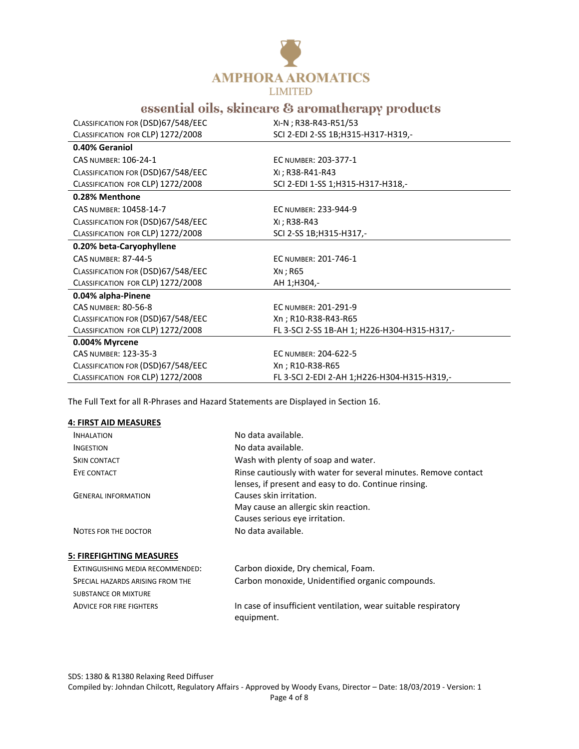| | |
|---|---|
| CLASSIFICATION FOR (DSD)67/548/EEC | XI-N ; R38-R43-R51/53 |
| CLASSIFICATION FOR CLP) 1272/2008 | SCI 2-EDI 2-SS 1B;H315-H317-H319,- |
| **0.40% Geraniol** | |
| CAS NUMBER: 106-24-1 | EC NUMBER: 203-377-1 |
| CLASSIFICATION FOR (DSD)67/548/EEC | XI ; R38-R41-R43 |
| CLASSIFICATION FOR CLP) 1272/2008 | SCI 2-EDI 1-SS 1;H315-H317-H318,- |
| **0.28% Menthone** | |
| CAS NUMBER: 10458-14-7 | EC NUMBER: 233-944-9 |
| CLASSIFICATION FOR (DSD)67/548/EEC | XI ; R38-R43 |
| CLASSIFICATION FOR CLP) 1272/2008 | SCI 2-SS 1B;H315-H317,- |
| **0.20% beta-Caryophyllene** | |
| CAS NUMBER: 87-44-5 | EC NUMBER: 201-746-1 |
| CLASSIFICATION FOR (DSD)67/548/EEC | XN ; R65 |
| CLASSIFICATION FOR CLP) 1272/2008 | AH 1;H304,- |
| **0.04% alpha-Pinene** | |
| CAS NUMBER: 80-56-8 | EC NUMBER: 201-291-9 |
| CLASSIFICATION FOR (DSD)67/548/EEC | Xn ; R10-R38-R43-R65 |
| CLASSIFICATION FOR CLP) 1272/2008 | FL 3-SCI 2-SS 1B-AH 1; H226-H304-H315-H317,- |
| **0.004% Myrcene** | |
| CAS NUMBER: 123-35-3 | EC NUMBER: 204-622-5 |
| CLASSIFICATION FOR (DSD)67/548/EEC | Xn ; R10-R38-R65 |
| CLASSIFICATION FOR CLP) 1272/2008 | FL 3-SCI 2-EDI 2-AH 1;H226-H304-H315-H319,- |

The Full Text for all R-Phrases and Hazard Statements are Displayed in Section 16.

## 4: FIRST AID MEASURES

| | |
|---|---|
| INHALATION | No data available. |
| INGESTION | No data available. |
| SKIN CONTACT | Wash with plenty of soap and water. |
| EYE CONTACT | Rinse cautiously with water for several minutes. Remove contact lenses, if present and easy to do. Continue rinsing. |
| GENERAL INFORMATION | Causes skin irritation.<br>May cause an allergic skin reaction.<br>Causes serious eye irritation. |
| NOTES FOR THE DOCTOR | No data available. |

## 5: FIREFIGHTING MEASURES

| | |
|---|---|
| EXTINGUISHING MEDIA RECOMMENDED: | Carbon dioxide, Dry chemical, Foam. |
| SPECIAL HAZARDS ARISING FROM THE SUBSTANCE OR MIXTURE | Carbon monoxide, Unidentified organic compounds. |
| ADVICE FOR FIRE FIGHTERS | In case of insufficient ventilation, wear suitable respiratory equipment. |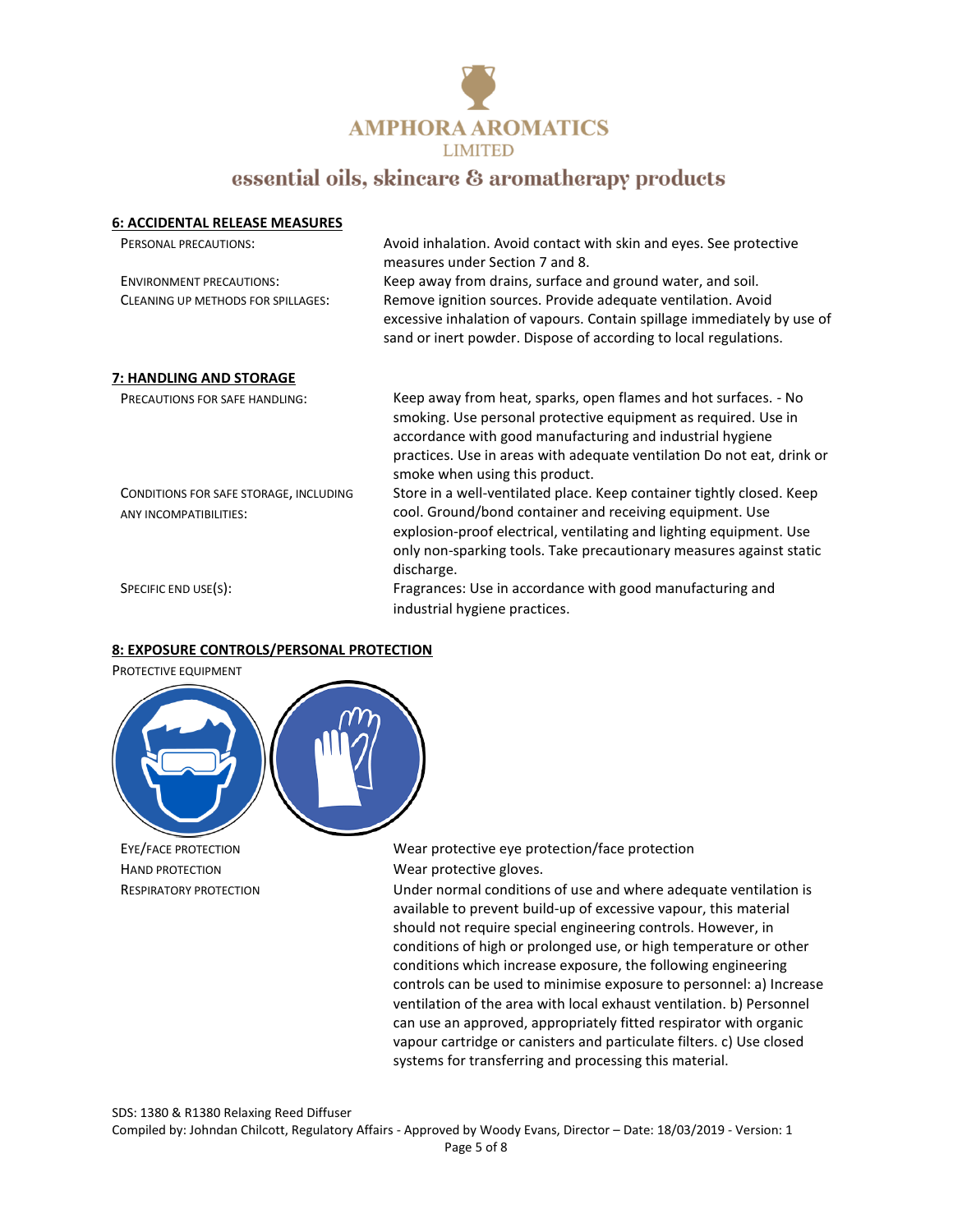## 6: ACCIDENTAL RELEASE MEASURES

| | |
|---|---|
| PERSONAL PRECAUTIONS: | Avoid inhalation. Avoid contact with skin and eyes. See protective measures under Section 7 and 8. |
| ENVIRONMENT PRECAUTIONS: | Keep away from drains, surface and ground water, and soil. |
| CLEANING UP METHODS FOR SPILLAGES: | Remove ignition sources. Provide adequate ventilation. Avoid excessive inhalation of vapours. Contain spillage immediately by use of sand or inert powder. Dispose of according to local regulations. |

## 7: HANDLING AND STORAGE

| | |
|---|---|
| PRECAUTIONS FOR SAFE HANDLING: | Keep away from heat, sparks, open flames and hot surfaces. - No smoking. Use personal protective equipment as required. Use in accordance with good manufacturing and industrial hygiene practices. Use in areas with adequate ventilation Do not eat, drink or smoke when using this product. |
| CONDITIONS FOR SAFE STORAGE, INCLUDING ANY INCOMPATIBILITIES: | Store in a well-ventilated place. Keep container tightly closed. Keep cool. Ground/bond container and receiving equipment. Use explosion-proof electrical, ventilating and lighting equipment. Use only non-sparking tools. Take precautionary measures against static discharge. |
| SPECIFIC END USE(S): | Fragrances: Use in accordance with good manufacturing and industrial hygiene practices. |

## 8: EXPOSURE CONTROLS/PERSONAL PROTECTION

PROTECTIVE EQUIPMENT

| | |
|---|---|
| EYE/FACE PROTECTION | Wear protective eye protection/face protection |
| HAND PROTECTION | Wear protective gloves. |
| RESPIRATORY PROTECTION | Under normal conditions of use and where adequate ventilation is available to prevent build-up of excessive vapour, this material should not require special engineering controls. However, in conditions of high or prolonged use, or high temperature or other conditions which increase exposure, the following engineering controls can be used to minimise exposure to personnel: a) Increase ventilation of the area with local exhaust ventilation. b) Personnel can use an approved, appropriately fitted respirator with organic vapour cartridge or canisters and particulate filters. c) Use closed systems for transferring and processing this material. |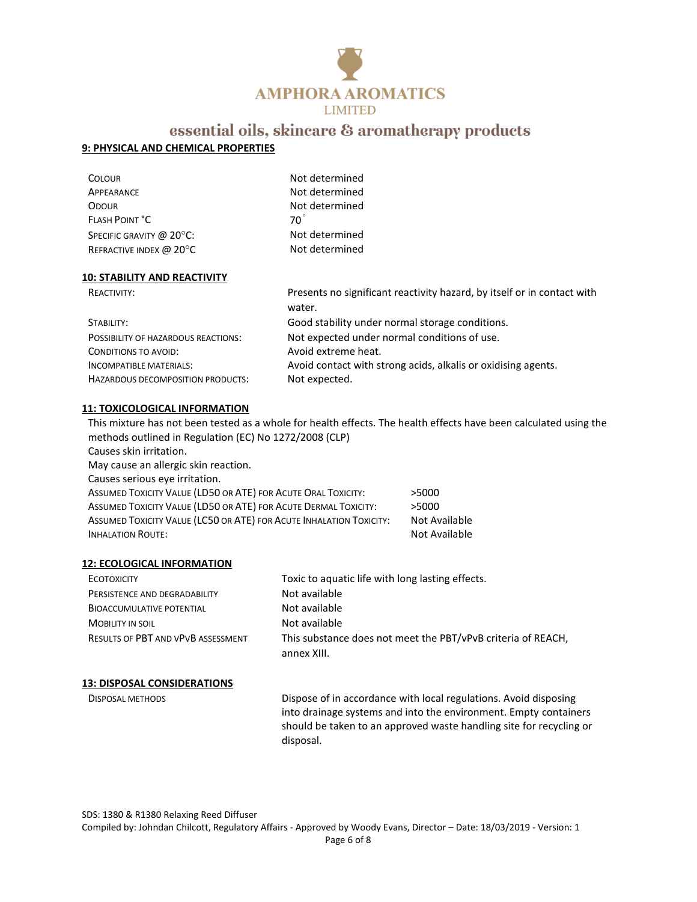## 9: PHYSICAL AND CHEMICAL PROPERTIES

| | |
|---|---|
| COLOUR | Not determined |
| APPEARANCE | Not determined |
| ODOUR | Not determined |
| FLASH POINT °C | 70° |
| SPECIFIC GRAVITY @ 20°C: | Not determined |
| REFRACTIVE INDEX @ 20°C | Not determined |

## 10: STABILITY AND REACTIVITY

| | |
|---|---|
| REACTIVITY: | Presents no significant reactivity hazard, by itself or in contact with water. |
| STABILITY: | Good stability under normal storage conditions. |
| POSSIBILITY OF HAZARDOUS REACTIONS: | Not expected under normal conditions of use. |
| CONDITIONS TO AVOID: | Avoid extreme heat. |
| INCOMPATIBLE MATERIALS: | Avoid contact with strong acids, alkalis or oxidising agents. |
| HAZARDOUS DECOMPOSITION PRODUCTS: | Not expected. |

## 11: TOXICOLOGICAL INFORMATION

This mixture has not been tested as a whole for health effects. The health effects have been calculated using the methods outlined in Regulation (EC) No 1272/2008 (CLP)

Causes skin irritation.

May cause an allergic skin reaction.

Causes serious eye irritation.

| | |
|---|---|
| ASSUMED TOXICITY VALUE (LD50 OR ATE) FOR ACUTE ORAL TOXICITY: | >5000 |
| ASSUMED TOXICITY VALUE (LD50 OR ATE) FOR ACUTE DERMAL TOXICITY: | >5000 |
| ASSUMED TOXICITY VALUE (LC50 OR ATE) FOR ACUTE INHALATION TOXICITY: | Not Available |
| INHALATION ROUTE: | Not Available |

## 12: ECOLOGICAL INFORMATION

| | |
|---|---|
| ECOTOXICITY | Toxic to aquatic life with long lasting effects. |
| PERSISTENCE AND DEGRADABILITY | Not available |
| BIOACCUMULATIVE POTENTIAL | Not available |
| MOBILITY IN SOIL | Not available |
| RESULTS OF PBT AND VPVB ASSESSMENT | This substance does not meet the PBT/vPvB criteria of REACH, annex XIII. |

## 13: DISPOSAL CONSIDERATIONS

| | |
|---|---|
| DISPOSAL METHODS | Dispose of in accordance with local regulations. Avoid disposing into drainage systems and into the environment. Empty containers should be taken to an approved waste handling site for recycling or disposal. |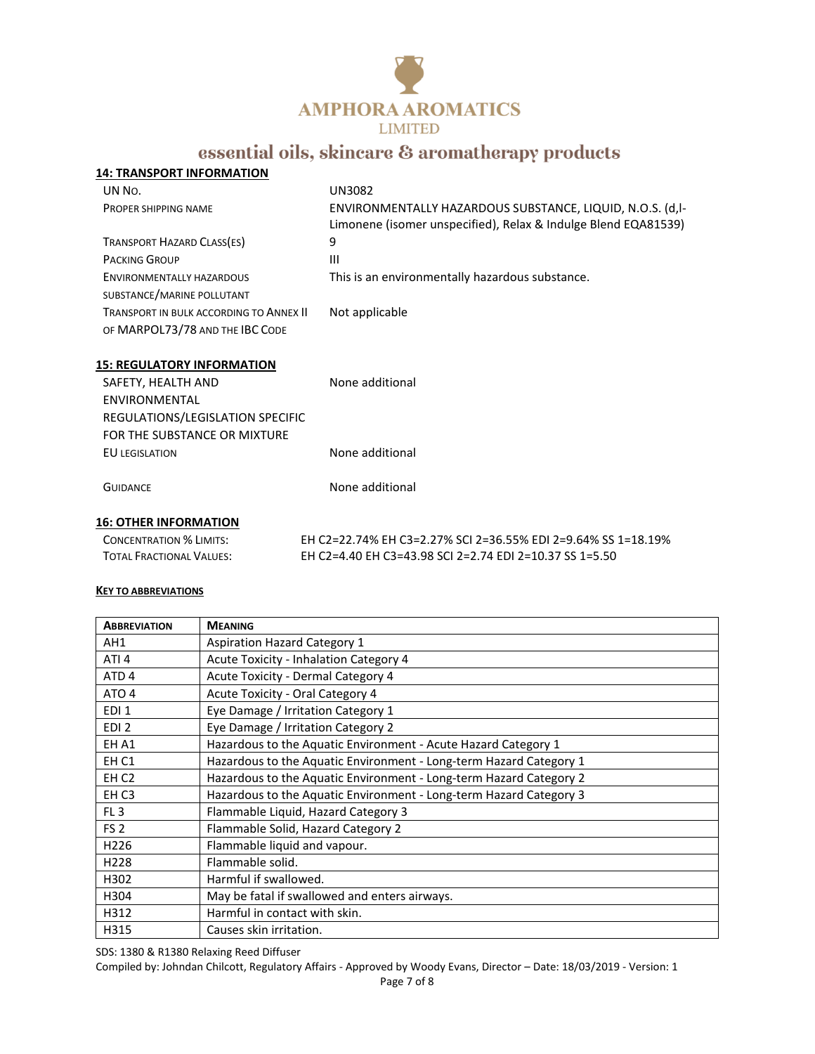## 14: TRANSPORT INFORMATION

| | |
|---|---|
| UN No. | UN3082 |
| Proper Shipping Name | ENVIRONMENTALLY HAZARDOUS SUBSTANCE, LIQUID, N.O.S. (d,l-Limonene (isomer unspecified), Relax & Indulge Blend EQA81539) |
| Transport Hazard Class(es) | 9 |
| Packing Group | III |
| Environmentally hazardous substance/marine pollutant | This is an environmentally hazardous substance. |
| Transport in bulk according to Annex II of MARPOL73/78 and the IBC Code | Not applicable |

## 15: REGULATORY INFORMATION

| | |
|---|---|
| SAFETY, HEALTH AND ENVIRONMENTAL REGULATIONS/LEGISLATION SPECIFIC FOR THE SUBSTANCE OR MIXTURE | None additional |
| EU legislation | None additional |
| Guidance | None additional |

## 16: OTHER INFORMATION

| | |
|---|---|
| Concentration % Limits: | EH C2=22.74% EH C3=2.27% SCI 2=36.55% EDI 2=9.64% SS 1=18.19% |
| Total Fractional Values: | EH C2=4.40 EH C3=43.98 SCI 2=2.74 EDI 2=10.37 SS 1=5.50 |

**Key to abbreviations**

| Abbreviation | Meaning |
|---|---|
| AH1 | Aspiration Hazard Category 1 |
| ATI 4 | Acute Toxicity - Inhalation Category 4 |
| ATD 4 | Acute Toxicity - Dermal Category 4 |
| ATO 4 | Acute Toxicity - Oral Category 4 |
| EDI 1 | Eye Damage / Irritation Category 1 |
| EDI 2 | Eye Damage / Irritation Category 2 |
| EH A1 | Hazardous to the Aquatic Environment - Acute Hazard Category 1 |
| EH C1 | Hazardous to the Aquatic Environment - Long-term Hazard Category 1 |
| EH C2 | Hazardous to the Aquatic Environment - Long-term Hazard Category 2 |
| EH C3 | Hazardous to the Aquatic Environment - Long-term Hazard Category 3 |
| FL 3 | Flammable Liquid, Hazard Category 3 |
| FS 2 | Flammable Solid, Hazard Category 2 |
| H226 | Flammable liquid and vapour. |
| H228 | Flammable solid. |
| H302 | Harmful if swallowed. |
| H304 | May be fatal if swallowed and enters airways. |
| H312 | Harmful in contact with skin. |
| H315 | Causes skin irritation. |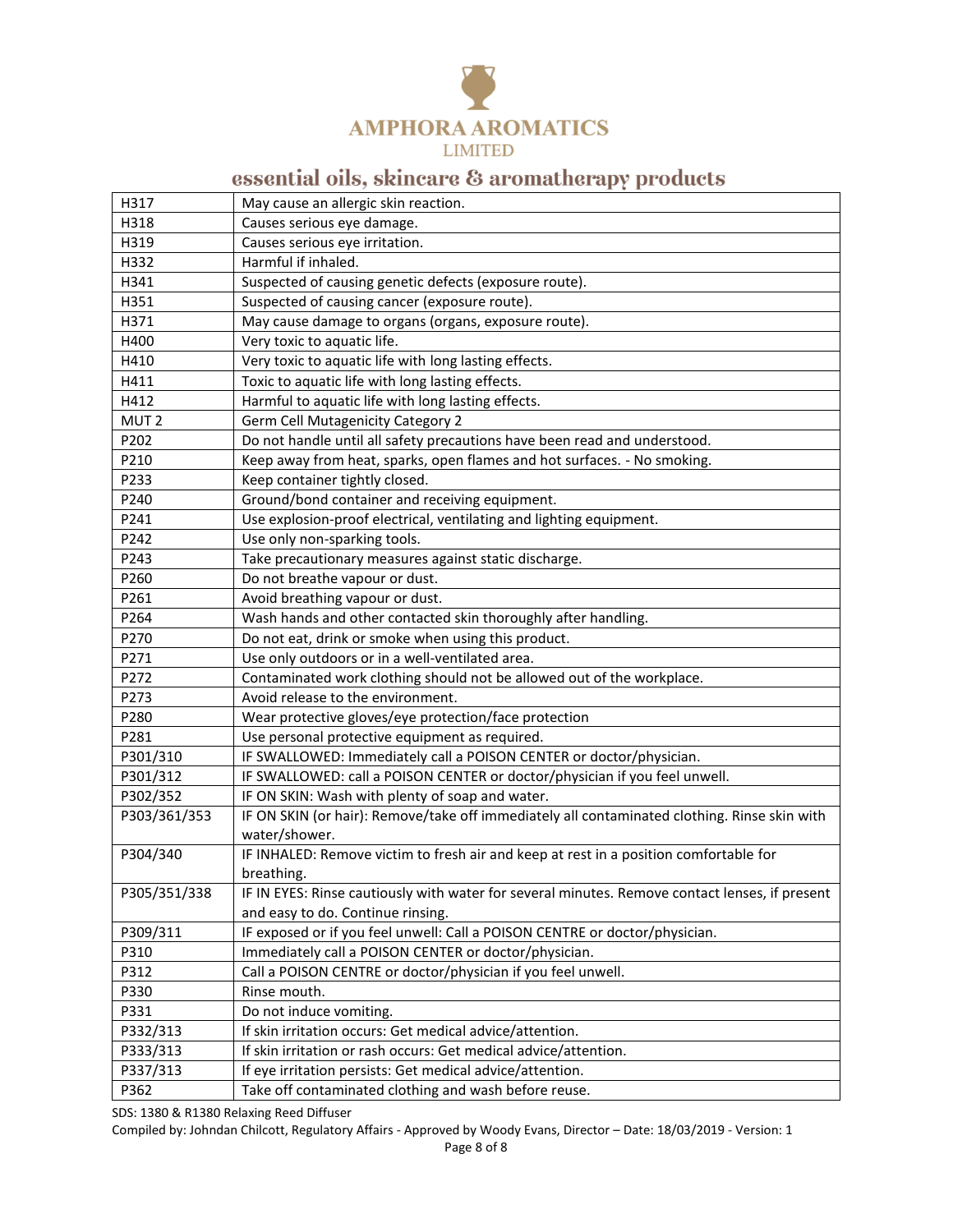| | |
|---|---|
| H317 | May cause an allergic skin reaction. |
| H318 | Causes serious eye damage. |
| H319 | Causes serious eye irritation. |
| H332 | Harmful if inhaled. |
| H341 | Suspected of causing genetic defects (exposure route). |
| H351 | Suspected of causing cancer (exposure route). |
| H371 | May cause damage to organs (organs, exposure route). |
| H400 | Very toxic to aquatic life. |
| H410 | Very toxic to aquatic life with long lasting effects. |
| H411 | Toxic to aquatic life with long lasting effects. |
| H412 | Harmful to aquatic life with long lasting effects. |
| MUT 2 | Germ Cell Mutagenicity Category 2 |
| P202 | Do not handle until all safety precautions have been read and understood. |
| P210 | Keep away from heat, sparks, open flames and hot surfaces. - No smoking. |
| P233 | Keep container tightly closed. |
| P240 | Ground/bond container and receiving equipment. |
| P241 | Use explosion-proof electrical, ventilating and lighting equipment. |
| P242 | Use only non-sparking tools. |
| P243 | Take precautionary measures against static discharge. |
| P260 | Do not breathe vapour or dust. |
| P261 | Avoid breathing vapour or dust. |
| P264 | Wash hands and other contacted skin thoroughly after handling. |
| P270 | Do not eat, drink or smoke when using this product. |
| P271 | Use only outdoors or in a well-ventilated area. |
| P272 | Contaminated work clothing should not be allowed out of the workplace. |
| P273 | Avoid release to the environment. |
| P280 | Wear protective gloves/eye protection/face protection |
| P281 | Use personal protective equipment as required. |
| P301/310 | IF SWALLOWED: Immediately call a POISON CENTER or doctor/physician. |
| P301/312 | IF SWALLOWED: call a POISON CENTER or doctor/physician if you feel unwell. |
| P302/352 | IF ON SKIN: Wash with plenty of soap and water. |
| P303/361/353 | IF ON SKIN (or hair): Remove/take off immediately all contaminated clothing. Rinse skin with water/shower. |
| P304/340 | IF INHALED: Remove victim to fresh air and keep at rest in a position comfortable for breathing. |
| P305/351/338 | IF IN EYES: Rinse cautiously with water for several minutes. Remove contact lenses, if present and easy to do. Continue rinsing. |
| P309/311 | IF exposed or if you feel unwell: Call a POISON CENTRE or doctor/physician. |
| P310 | Immediately call a POISON CENTER or doctor/physician. |
| P312 | Call a POISON CENTRE or doctor/physician if you feel unwell. |
| P330 | Rinse mouth. |
| P331 | Do not induce vomiting. |
| P332/313 | If skin irritation occurs: Get medical advice/attention. |
| P333/313 | If skin irritation or rash occurs: Get medical advice/attention. |
| P337/313 | If eye irritation persists: Get medical advice/attention. |
| P362 | Take off contaminated clothing and wash before reuse. |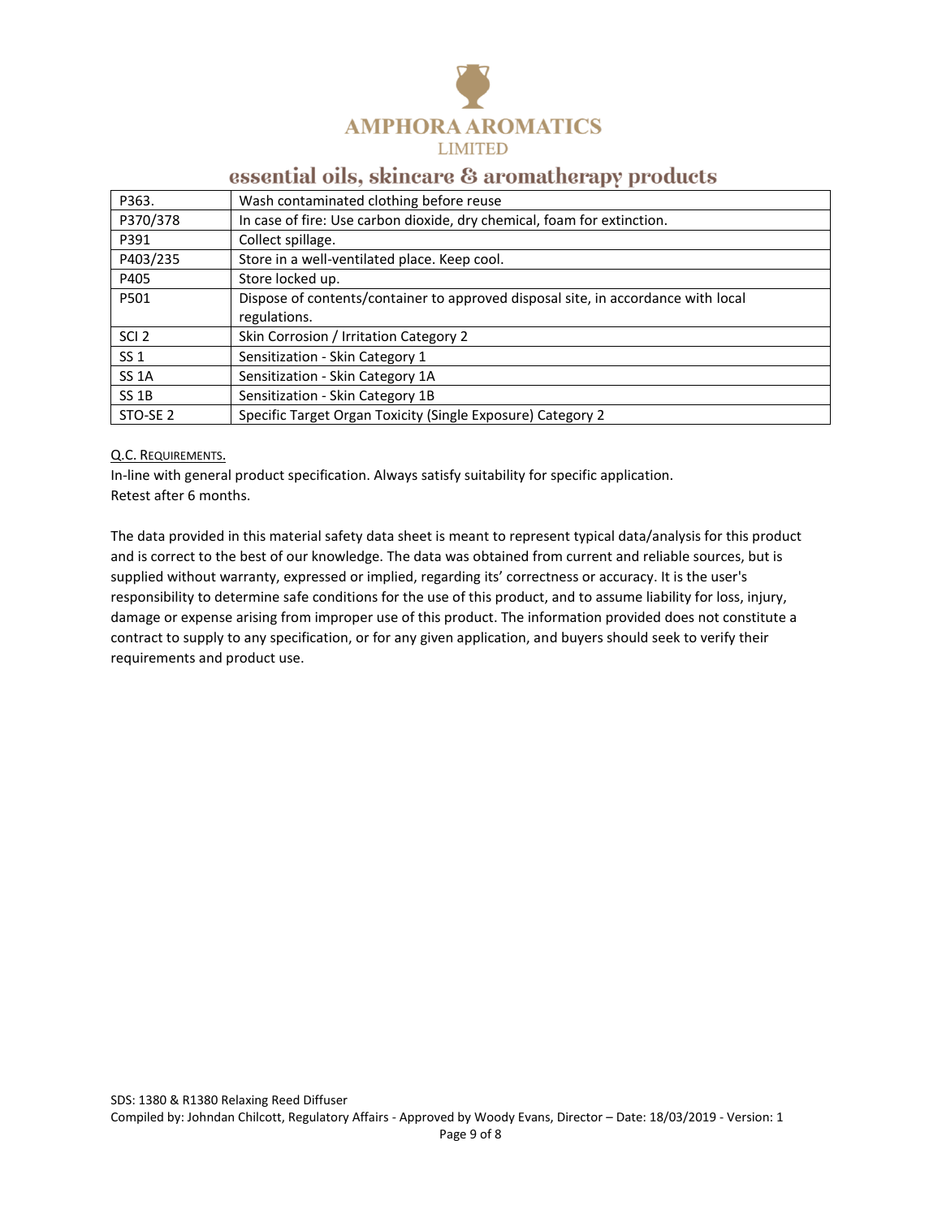| | |
|---|---|
| P363. | Wash contaminated clothing before reuse |
| P370/378 | In case of fire: Use carbon dioxide, dry chemical, foam for extinction. |
| P391 | Collect spillage. |
| P403/235 | Store in a well-ventilated place. Keep cool. |
| P405 | Store locked up. |
| P501 | Dispose of contents/container to approved disposal site, in accordance with local regulations. |
| SCI 2 | Skin Corrosion / Irritation Category 2 |
| SS 1 | Sensitization - Skin Category 1 |
| SS 1A | Sensitization - Skin Category 1A |
| SS 1B | Sensitization - Skin Category 1B |
| STO-SE 2 | Specific Target Organ Toxicity (Single Exposure) Category 2 |

Q.C. REQUIREMENTS.

In-line with general product specification. Always satisfy suitability for specific application.
Retest after 6 months.

The data provided in this material safety data sheet is meant to represent typical data/analysis for this product and is correct to the best of our knowledge. The data was obtained from current and reliable sources, but is supplied without warranty, expressed or implied, regarding its' correctness or accuracy. It is the user's responsibility to determine safe conditions for the use of this product, and to assume liability for loss, injury, damage or expense arising from improper use of this product. The information provided does not constitute a contract to supply to any specification, or for any given application, and buyers should seek to verify their requirements and product use.